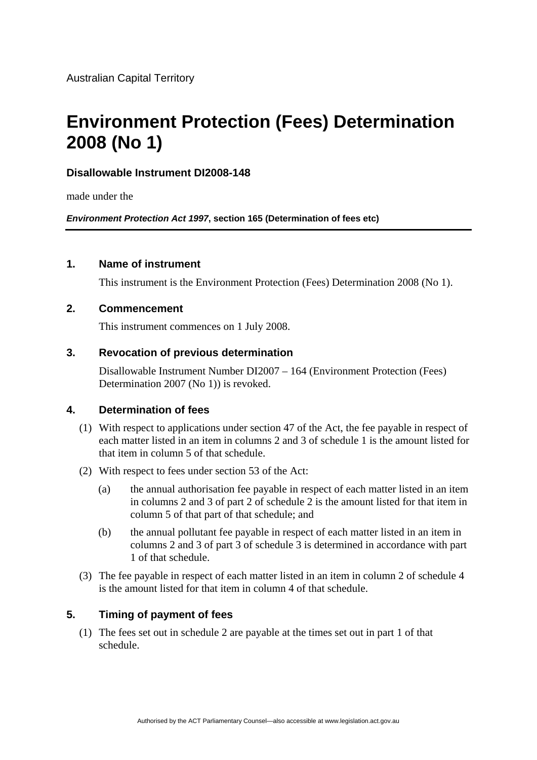Australian Capital Territory

# Environment Protection (Fees) Determination 2008 (No 1)

**Disallowable Instrument DI2008-148**

made under the

***Environment Protection Act 1997*, section 165 (Determination of fees etc)**

---

### 1. Name of instrument

This instrument is the Environment Protection (Fees) Determination 2008 (No 1).

### 2. Commencement

This instrument commences on 1 July 2008.

### 3. Revocation of previous determination

Disallowable Instrument Number DI2007 – 164 (Environment Protection (Fees) Determination 2007 (No 1)) is revoked.

### 4. Determination of fees

(1) With respect to applications under section 47 of the Act, the fee payable in respect of each matter listed in an item in columns 2 and 3 of schedule 1 is the amount listed for that item in column 5 of that schedule.

(2) With respect to fees under section 53 of the Act:

(a) the annual authorisation fee payable in respect of each matter listed in an item in columns 2 and 3 of part 2 of schedule 2 is the amount listed for that item in column 5 of that part of that schedule; and

(b) the annual pollutant fee payable in respect of each matter listed in an item in columns 2 and 3 of part 3 of schedule 3 is determined in accordance with part 1 of that schedule.

(3) The fee payable in respect of each matter listed in an item in column 2 of schedule 4 is the amount listed for that item in column 4 of that schedule.

### 5. Timing of payment of fees

(1) The fees set out in schedule 2 are payable at the times set out in part 1 of that schedule.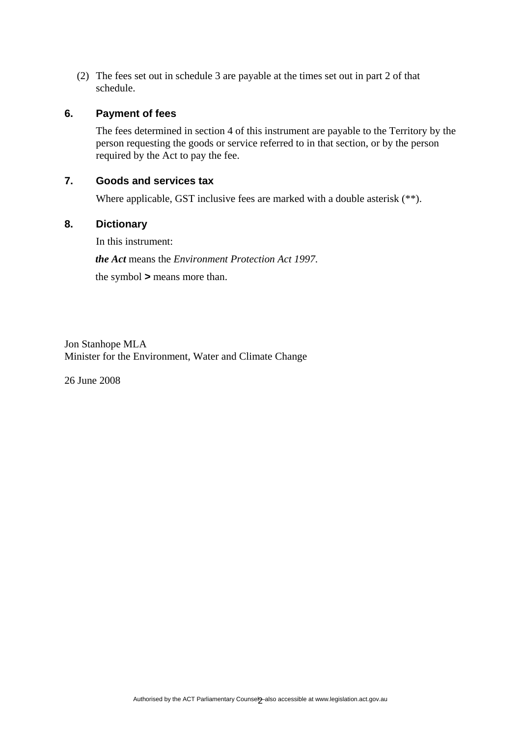(2) The fees set out in schedule 3 are payable at the times set out in part 2 of that schedule.

## 6. Payment of fees

The fees determined in section 4 of this instrument are payable to the Territory by the person requesting the goods or service referred to in that section, or by the person required by the Act to pay the fee.

## 7. Goods and services tax

Where applicable, GST inclusive fees are marked with a double asterisk (**).

## 8. Dictionary

In this instrument:

***the Act*** means the *Environment Protection Act 1997*.

the symbol **>** means more than.

Jon Stanhope MLA
Minister for the Environment, Water and Climate Change

26 June 2008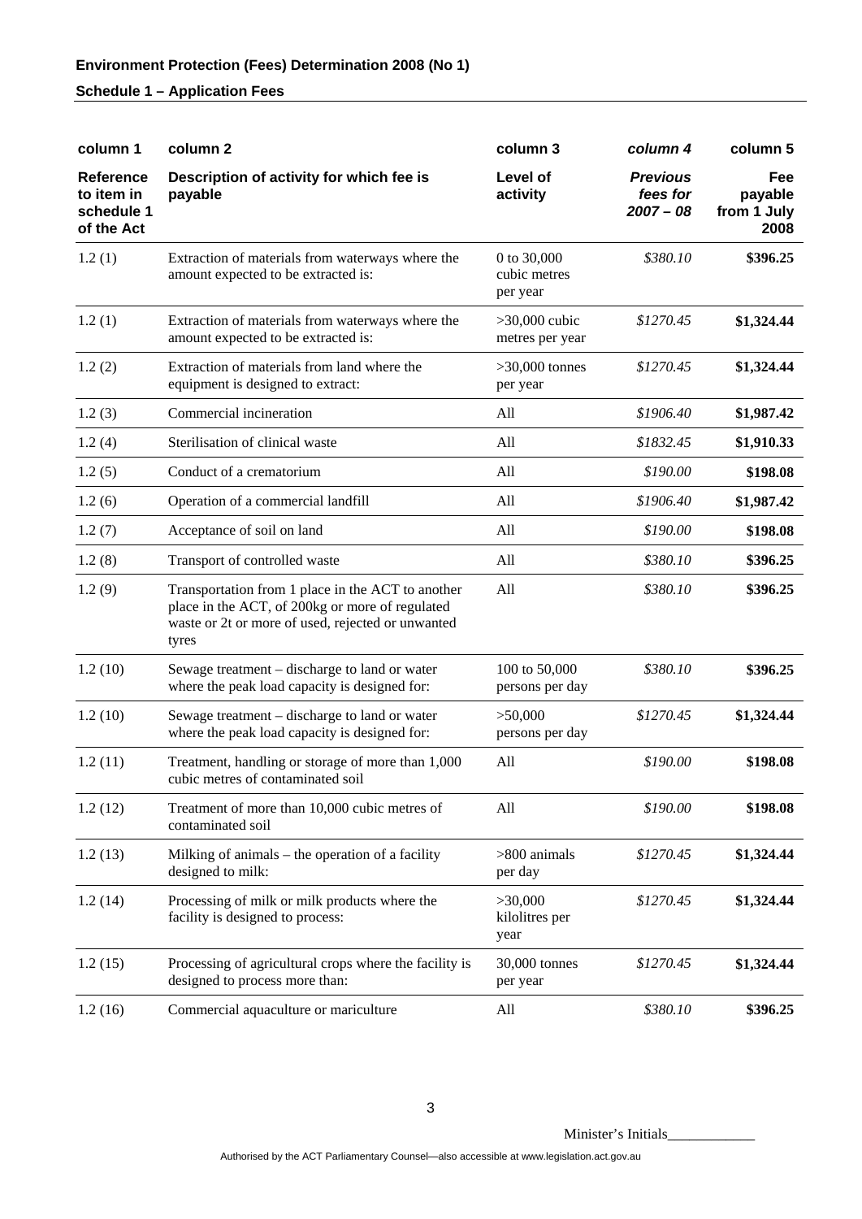**Environment Protection (Fees) Determination 2008 (No 1)**

**Schedule 1 – Application Fees**

| column 1 | column 2 | column 3 | *column 4* | column 5 |
|---|---|---|---|---|
| **Reference to item in schedule 1 of the Act** | **Description of activity for which fee is payable** | **Level of activity** | ***Previous fees for 2007 – 08*** | **Fee payable from 1 July 2008** |
| 1.2 (1) | Extraction of materials from waterways where the amount expected to be extracted is: | 0 to 30,000 cubic metres per year | *$380.10* | **$396.25** |
| 1.2 (1) | Extraction of materials from waterways where the amount expected to be extracted is: | >30,000 cubic metres per year | *$1270.45* | **$1,324.44** |
| 1.2 (2) | Extraction of materials from land where the equipment is designed to extract: | >30,000 tonnes per year | *$1270.45* | **$1,324.44** |
| 1.2 (3) | Commercial incineration | All | *$1906.40* | **$1,987.42** |
| 1.2 (4) | Sterilisation of clinical waste | All | *$1832.45* | **$1,910.33** |
| 1.2 (5) | Conduct of a crematorium | All | *$190.00* | **$198.08** |
| 1.2 (6) | Operation of a commercial landfill | All | *$1906.40* | **$1,987.42** |
| 1.2 (7) | Acceptance of soil on land | All | *$190.00* | **$198.08** |
| 1.2 (8) | Transport of controlled waste | All | *$380.10* | **$396.25** |
| 1.2 (9) | Transportation from 1 place in the ACT to another place in the ACT, of 200kg or more of regulated waste or 2t or more of used, rejected or unwanted tyres | All | *$380.10* | **$396.25** |
| 1.2 (10) | Sewage treatment – discharge to land or water where the peak load capacity is designed for: | 100 to 50,000 persons per day | *$380.10* | **$396.25** |
| 1.2 (10) | Sewage treatment – discharge to land or water where the peak load capacity is designed for: | >50,000 persons per day | *$1270.45* | **$1,324.44** |
| 1.2 (11) | Treatment, handling or storage of more than 1,000 cubic metres of contaminated soil | All | *$190.00* | **$198.08** |
| 1.2 (12) | Treatment of more than 10,000 cubic metres of contaminated soil | All | *$190.00* | **$198.08** |
| 1.2 (13) | Milking of animals – the operation of a facility designed to milk: | >800 animals per day | *$1270.45* | **$1,324.44** |
| 1.2 (14) | Processing of milk or milk products where the facility is designed to process: | >30,000 kilolitres per year | *$1270.45* | **$1,324.44** |
| 1.2 (15) | Processing of agricultural crops where the facility is designed to process more than: | 30,000 tonnes per year | *$1270.45* | **$1,324.44** |
| 1.2 (16) | Commercial aquaculture or mariculture | All | *$380.10* | **$396.25** |

Minister's Initials____________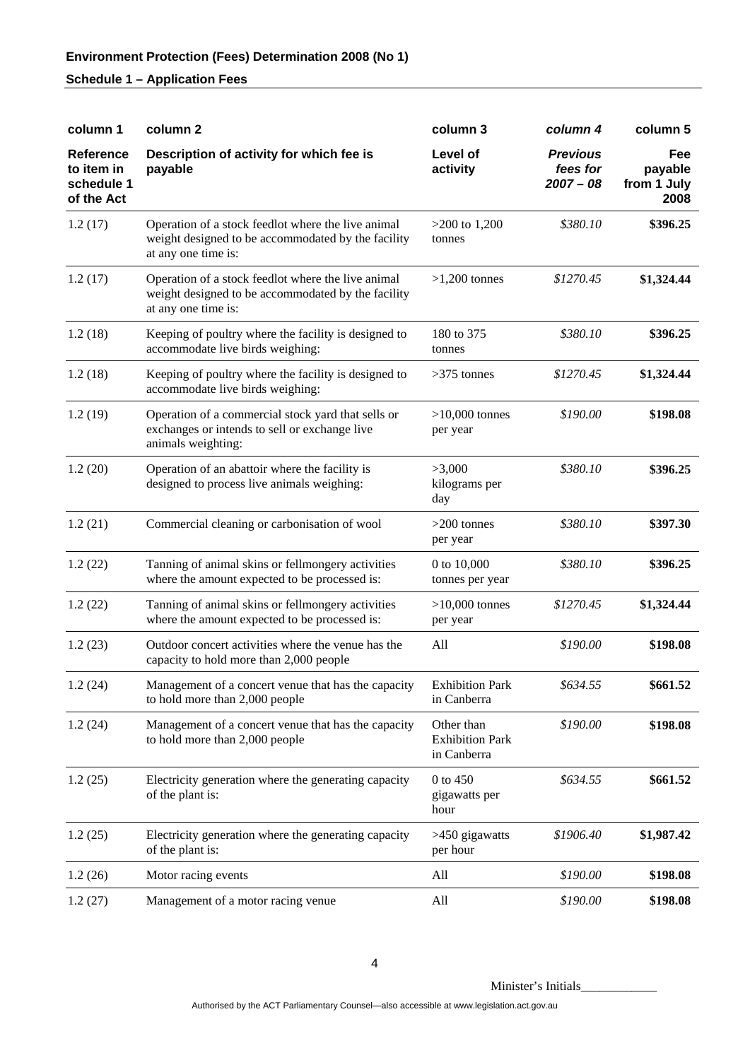**Environment Protection (Fees) Determination 2008 (No 1)**

**Schedule 1 – Application Fees**

| column 1 | column 2 | column 3 | *column 4* | column 5 |
|---|---|---|---|---|
| **Reference to item in schedule 1 of the Act** | **Description of activity for which fee is payable** | **Level of activity** | ***Previous fees for 2007 – 08*** | **Fee payable from 1 July 2008** |
| 1.2 (17) | Operation of a stock feedlot where the live animal weight designed to be accommodated by the facility at any one time is: | >200 to 1,200 tonnes | *$380.10* | **$396.25** |
| 1.2 (17) | Operation of a stock feedlot where the live animal weight designed to be accommodated by the facility at any one time is: | >1,200 tonnes | *$1270.45* | **$1,324.44** |
| 1.2 (18) | Keeping of poultry where the facility is designed to accommodate live birds weighing: | 180 to 375 tonnes | *$380.10* | **$396.25** |
| 1.2 (18) | Keeping of poultry where the facility is designed to accommodate live birds weighing: | >375 tonnes | *$1270.45* | **$1,324.44** |
| 1.2 (19) | Operation of a commercial stock yard that sells or exchanges or intends to sell or exchange live animals weighting: | >10,000 tonnes per year | *$190.00* | **$198.08** |
| 1.2 (20) | Operation of an abattoir where the facility is designed to process live animals weighing: | >3,000 kilograms per day | *$380.10* | **$396.25** |
| 1.2 (21) | Commercial cleaning or carbonisation of wool | >200 tonnes per year | *$380.10* | **$397.30** |
| 1.2 (22) | Tanning of animal skins or fellmongery activities where the amount expected to be processed is: | 0 to 10,000 tonnes per year | *$380.10* | **$396.25** |
| 1.2 (22) | Tanning of animal skins or fellmongery activities where the amount expected to be processed is: | >10,000 tonnes per year | *$1270.45* | **$1,324.44** |
| 1.2 (23) | Outdoor concert activities where the venue has the capacity to hold more than 2,000 people | All | *$190.00* | **$198.08** |
| 1.2 (24) | Management of a concert venue that has the capacity to hold more than 2,000 people | Exhibition Park in Canberra | *$634.55* | **$661.52** |
| 1.2 (24) | Management of a concert venue that has the capacity to hold more than 2,000 people | Other than Exhibition Park in Canberra | *$190.00* | **$198.08** |
| 1.2 (25) | Electricity generation where the generating capacity of the plant is: | 0 to 450 gigawatts per hour | *$634.55* | **$661.52** |
| 1.2 (25) | Electricity generation where the generating capacity of the plant is: | >450 gigawatts per hour | *$1906.40* | **$1,987.42** |
| 1.2 (26) | Motor racing events | All | *$190.00* | **$198.08** |
| 1.2 (27) | Management of a motor racing venue | All | *$190.00* | **$198.08** |

Minister's Initials\_\_\_\_\_\_\_\_\_\_\_\_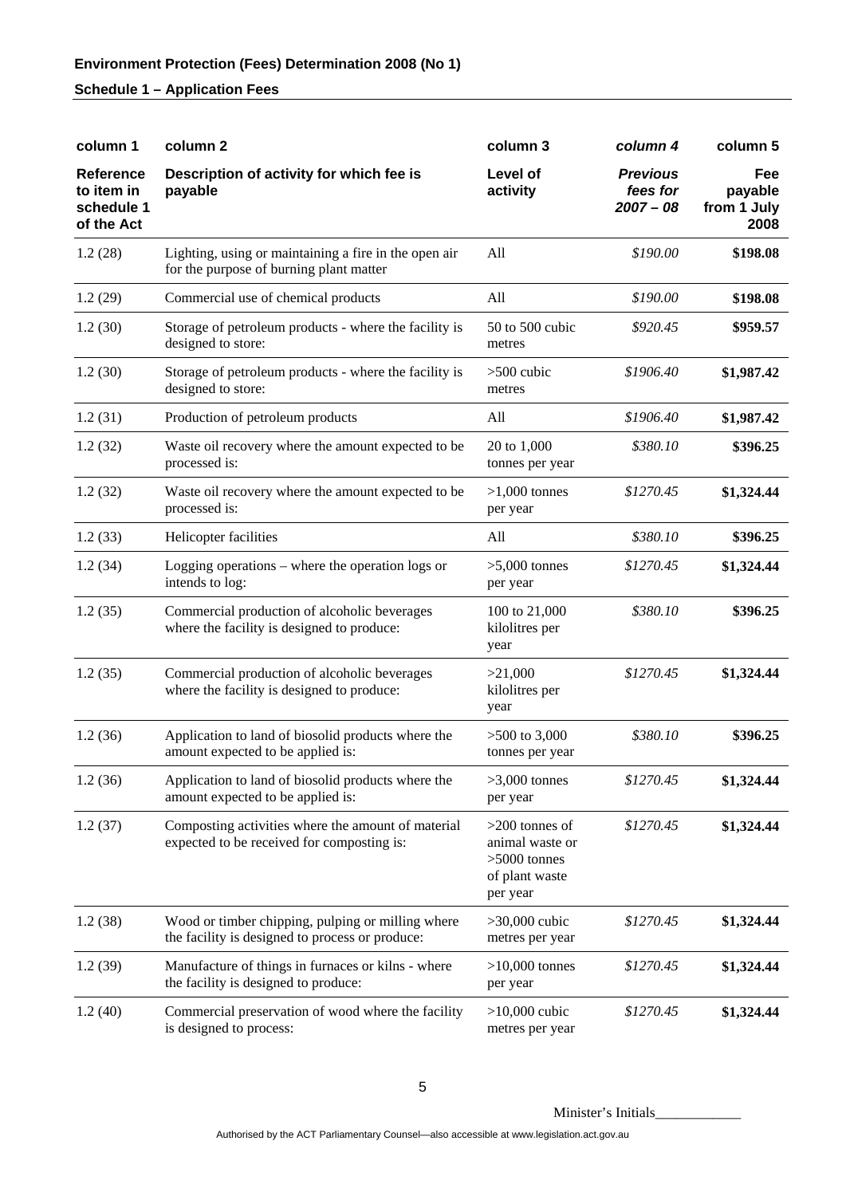**Environment Protection (Fees) Determination 2008 (No 1)**

**Schedule 1 – Application Fees**

| column 1 | column 2 | column 3 | *column 4* | column 5 |
|---|---|---|---|---|
| **Reference to item in schedule 1 of the Act** | **Description of activity for which fee is payable** | **Level of activity** | ***Previous fees for 2007 – 08*** | **Fee payable from 1 July 2008** |
| 1.2 (28) | Lighting, using or maintaining a fire in the open air for the purpose of burning plant matter | All | *$190.00* | **$198.08** |
| 1.2 (29) | Commercial use of chemical products | All | *$190.00* | **$198.08** |
| 1.2 (30) | Storage of petroleum products - where the facility is designed to store: | 50 to 500 cubic metres | *$920.45* | **$959.57** |
| 1.2 (30) | Storage of petroleum products - where the facility is designed to store: | >500 cubic metres | *$1906.40* | **$1,987.42** |
| 1.2 (31) | Production of petroleum products | All | *$1906.40* | **$1,987.42** |
| 1.2 (32) | Waste oil recovery where the amount expected to be processed is: | 20 to 1,000 tonnes per year | *$380.10* | **$396.25** |
| 1.2 (32) | Waste oil recovery where the amount expected to be processed is: | >1,000 tonnes per year | *$1270.45* | **$1,324.44** |
| 1.2 (33) | Helicopter facilities | All | *$380.10* | **$396.25** |
| 1.2 (34) | Logging operations – where the operation logs or intends to log: | >5,000 tonnes per year | *$1270.45* | **$1,324.44** |
| 1.2 (35) | Commercial production of alcoholic beverages where the facility is designed to produce: | 100 to 21,000 kilolitres per year | *$380.10* | **$396.25** |
| 1.2 (35) | Commercial production of alcoholic beverages where the facility is designed to produce: | >21,000 kilolitres per year | *$1270.45* | **$1,324.44** |
| 1.2 (36) | Application to land of biosolid products where the amount expected to be applied is: | >500 to 3,000 tonnes per year | *$380.10* | **$396.25** |
| 1.2 (36) | Application to land of biosolid products where the amount expected to be applied is: | >3,000 tonnes per year | *$1270.45* | **$1,324.44** |
| 1.2 (37) | Composting activities where the amount of material expected to be received for composting is: | >200 tonnes of animal waste or >5000 tonnes of plant waste per year | *$1270.45* | **$1,324.44** |
| 1.2 (38) | Wood or timber chipping, pulping or milling where the facility is designed to process or produce: | >30,000 cubic metres per year | *$1270.45* | **$1,324.44** |
| 1.2 (39) | Manufacture of things in furnaces or kilns - where the facility is designed to produce: | >10,000 tonnes per year | *$1270.45* | **$1,324.44** |
| 1.2 (40) | Commercial preservation of wood where the facility is designed to process: | >10,000 cubic metres per year | *$1270.45* | **$1,324.44** |

Minister's Initials____________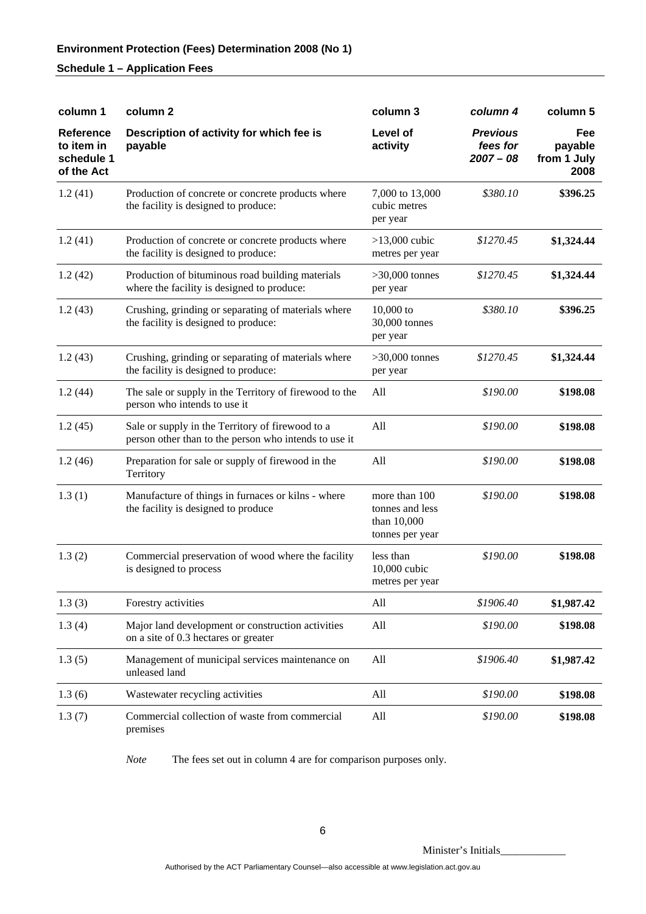**Environment Protection (Fees) Determination 2008 (No 1)**

**Schedule 1 – Application Fees**

| column 1 | column 2 | column 3 | *column 4* | column 5 |
|---|---|---|---|---|
| **Reference to item in schedule 1 of the Act** | **Description of activity for which fee is payable** | **Level of activity** | ***Previous fees for 2007 – 08*** | **Fee payable from 1 July 2008** |
| 1.2 (41) | Production of concrete or concrete products where the facility is designed to produce: | 7,000 to 13,000 cubic metres per year | *$380.10* | **$396.25** |
| 1.2 (41) | Production of concrete or concrete products where the facility is designed to produce: | >13,000 cubic metres per year | *$1270.45* | **$1,324.44** |
| 1.2 (42) | Production of bituminous road building materials where the facility is designed to produce: | >30,000 tonnes per year | *$1270.45* | **$1,324.44** |
| 1.2 (43) | Crushing, grinding or separating of materials where the facility is designed to produce: | 10,000 to 30,000 tonnes per year | *$380.10* | **$396.25** |
| 1.2 (43) | Crushing, grinding or separating of materials where the facility is designed to produce: | >30,000 tonnes per year | *$1270.45* | **$1,324.44** |
| 1.2 (44) | The sale or supply in the Territory of firewood to the person who intends to use it | All | *$190.00* | **$198.08** |
| 1.2 (45) | Sale or supply in the Territory of firewood to a person other than to the person who intends to use it | All | *$190.00* | **$198.08** |
| 1.2 (46) | Preparation for sale or supply of firewood in the Territory | All | *$190.00* | **$198.08** |
| 1.3 (1) | Manufacture of things in furnaces or kilns - where the facility is designed to produce | more than 100 tonnes and less than 10,000 tonnes per year | *$190.00* | **$198.08** |
| 1.3 (2) | Commercial preservation of wood where the facility is designed to process | less than 10,000 cubic metres per year | *$190.00* | **$198.08** |
| 1.3 (3) | Forestry activities | All | *$1906.40* | **$1,987.42** |
| 1.3 (4) | Major land development or construction activities on a site of 0.3 hectares or greater | All | *$190.00* | **$198.08** |
| 1.3 (5) | Management of municipal services maintenance on unleased land | All | *$1906.40* | **$1,987.42** |
| 1.3 (6) | Wastewater recycling activities | All | *$190.00* | **$198.08** |
| 1.3 (7) | Commercial collection of waste from commercial premises | All | *$190.00* | **$198.08** |

*Note* The fees set out in column 4 are for comparison purposes only.

Minister's Initials____________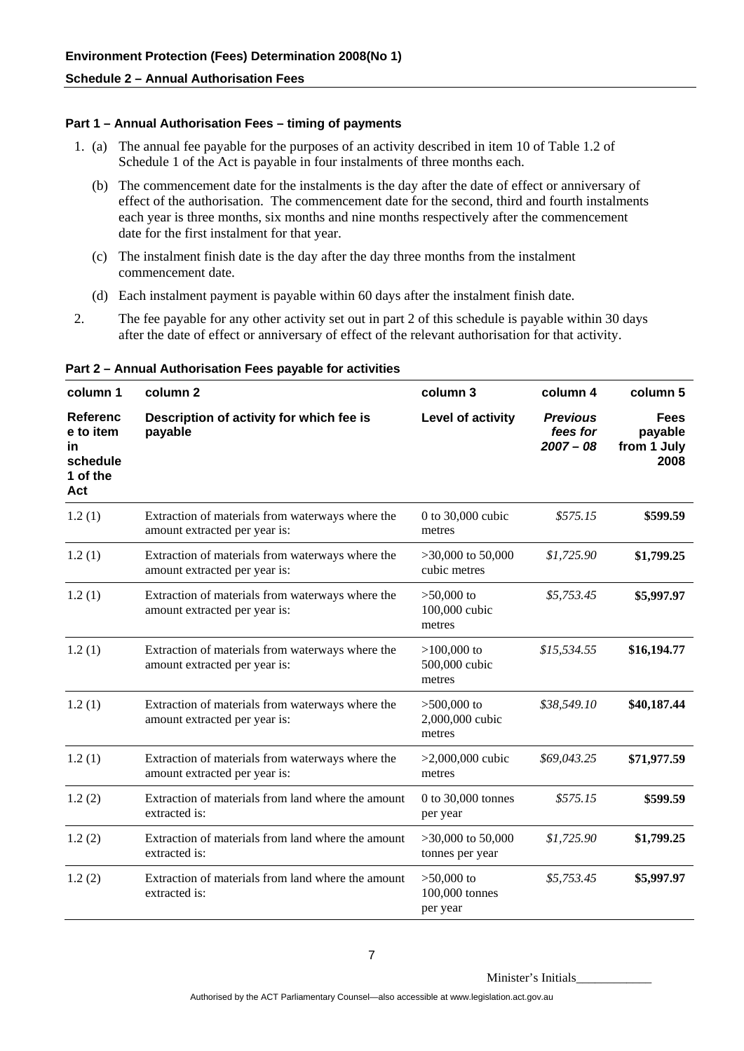**Environment Protection (Fees) Determination 2008(No 1)**

**Schedule 2 – Annual Authorisation Fees**

### Part 1 – Annual Authorisation Fees – timing of payments

1. (a) The annual fee payable for the purposes of an activity described in item 10 of Table 1.2 of Schedule 1 of the Act is payable in four instalments of three months each.

   (b) The commencement date for the instalments is the day after the date of effect or anniversary of effect of the authorisation. The commencement date for the second, third and fourth instalments each year is three months, six months and nine months respectively after the commencement date for the first instalment for that year.

   (c) The instalment finish date is the day after the day three months from the instalment commencement date.

   (d) Each instalment payment is payable within 60 days after the instalment finish date.

2. The fee payable for any other activity set out in part 2 of this schedule is payable within 30 days after the date of effect or anniversary of effect of the relevant authorisation for that activity.

### Part 2 – Annual Authorisation Fees payable for activities

| column 1 | column 2 | column 3 | column 4 | column 5 |
|---|---|---|---|---|
| **Reference to item in schedule 1 of the Act** | **Description of activity for which fee is payable** | **Level of activity** | ***Previous fees for 2007 – 08*** | **Fees payable from 1 July 2008** |
| 1.2 (1) | Extraction of materials from waterways where the amount extracted per year is: | 0 to 30,000 cubic metres | *$575.15* | **$599.59** |
| 1.2 (1) | Extraction of materials from waterways where the amount extracted per year is: | >30,000 to 50,000 cubic metres | *$1,725.90* | **$1,799.25** |
| 1.2 (1) | Extraction of materials from waterways where the amount extracted per year is: | >50,000 to 100,000 cubic metres | *$5,753.45* | **$5,997.97** |
| 1.2 (1) | Extraction of materials from waterways where the amount extracted per year is: | >100,000 to 500,000 cubic metres | *$15,534.55* | **$16,194.77** |
| 1.2 (1) | Extraction of materials from waterways where the amount extracted per year is: | >500,000 to 2,000,000 cubic metres | *$38,549.10* | **$40,187.44** |
| 1.2 (1) | Extraction of materials from waterways where the amount extracted per year is: | >2,000,000 cubic metres | *$69,043.25* | **$71,977.59** |
| 1.2 (2) | Extraction of materials from land where the amount extracted is: | 0 to 30,000 tonnes per year | *$575.15* | **$599.59** |
| 1.2 (2) | Extraction of materials from land where the amount extracted is: | >30,000 to 50,000 tonnes per year | *$1,725.90* | **$1,799.25** |
| 1.2 (2) | Extraction of materials from land where the amount extracted is: | >50,000 to 100,000 tonnes per year | *$5,753.45* | **$5,997.97** |

Minister's Initials____________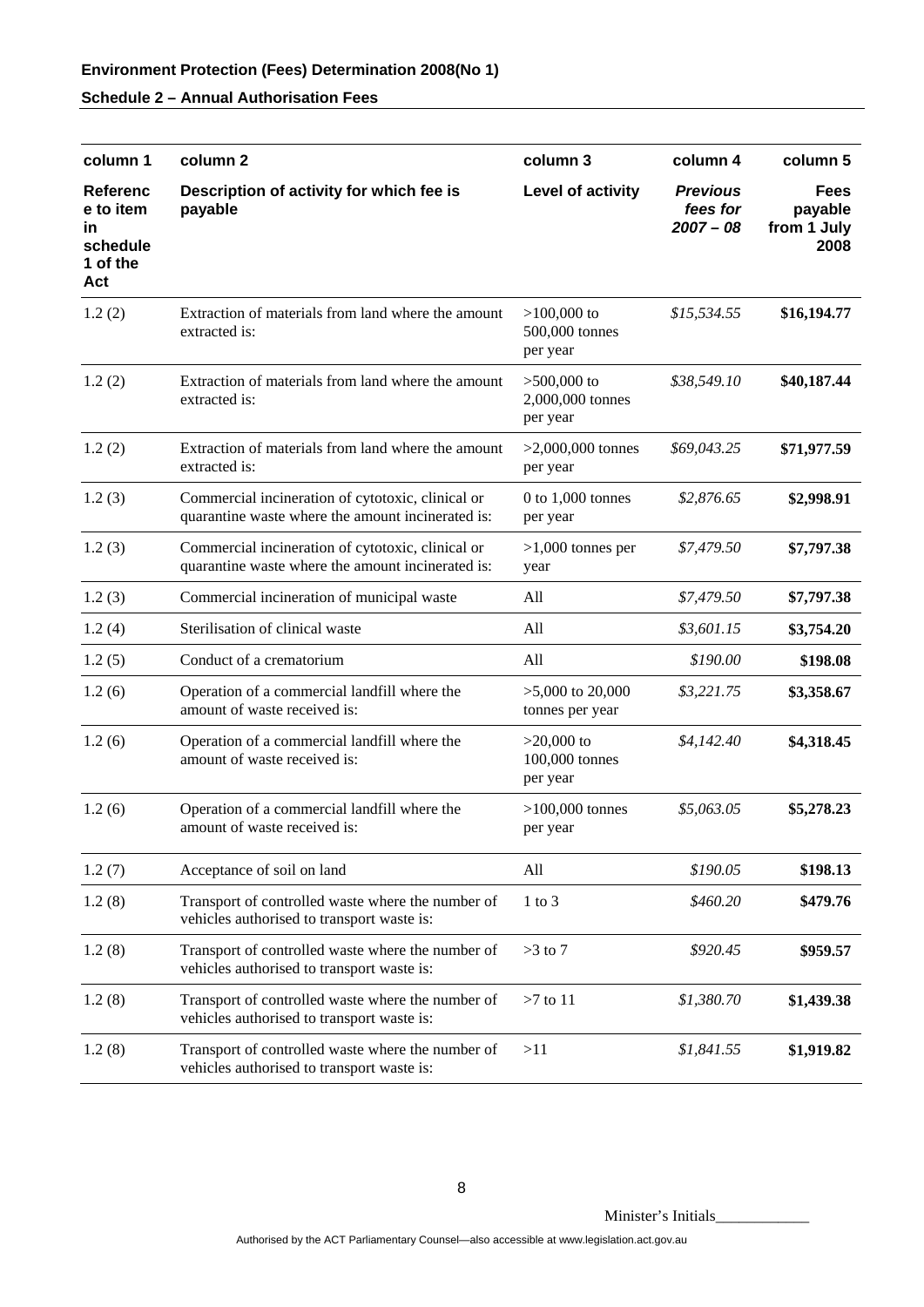**Environment Protection (Fees) Determination 2008(No 1)**

**Schedule 2 – Annual Authorisation Fees**

| column 1 | column 2 | column 3 | column 4 | column 5 |
|---|---|---|---|---|
| **Reference to item in schedule 1 of the Act** | **Description of activity for which fee is payable** | **Level of activity** | ***Previous fees for 2007 – 08*** | **Fees payable from 1 July 2008** |
| 1.2 (2) | Extraction of materials from land where the amount extracted is: | >100,000 to 500,000 tonnes per year | *$15,534.55* | **$16,194.77** |
| 1.2 (2) | Extraction of materials from land where the amount extracted is: | >500,000 to 2,000,000 tonnes per year | *$38,549.10* | **$40,187.44** |
| 1.2 (2) | Extraction of materials from land where the amount extracted is: | >2,000,000 tonnes per year | *$69,043.25* | **$71,977.59** |
| 1.2 (3) | Commercial incineration of cytotoxic, clinical or quarantine waste where the amount incinerated is: | 0 to 1,000 tonnes per year | *$2,876.65* | **$2,998.91** |
| 1.2 (3) | Commercial incineration of cytotoxic, clinical or quarantine waste where the amount incinerated is: | >1,000 tonnes per year | *$7,479.50* | **$7,797.38** |
| 1.2 (3) | Commercial incineration of municipal waste | All | *$7,479.50* | **$7,797.38** |
| 1.2 (4) | Sterilisation of clinical waste | All | *$3,601.15* | **$3,754.20** |
| 1.2 (5) | Conduct of a crematorium | All | *$190.00* | **$198.08** |
| 1.2 (6) | Operation of a commercial landfill where the amount of waste received is: | >5,000 to 20,000 tonnes per year | *$3,221.75* | **$3,358.67** |
| 1.2 (6) | Operation of a commercial landfill where the amount of waste received is: | >20,000 to 100,000 tonnes per year | *$4,142.40* | **$4,318.45** |
| 1.2 (6) | Operation of a commercial landfill where the amount of waste received is: | >100,000 tonnes per year | *$5,063.05* | **$5,278.23** |
| 1.2 (7) | Acceptance of soil on land | All | *$190.05* | **$198.13** |
| 1.2 (8) | Transport of controlled waste where the number of vehicles authorised to transport waste is: | 1 to 3 | *$460.20* | **$479.76** |
| 1.2 (8) | Transport of controlled waste where the number of vehicles authorised to transport waste is: | >3 to 7 | *$920.45* | **$959.57** |
| 1.2 (8) | Transport of controlled waste where the number of vehicles authorised to transport waste is: | >7 to 11 | *$1,380.70* | **$1,439.38** |
| 1.2 (8) | Transport of controlled waste where the number of vehicles authorised to transport waste is: | >11 | *$1,841.55* | **$1,919.82** |

Minister's Initials____________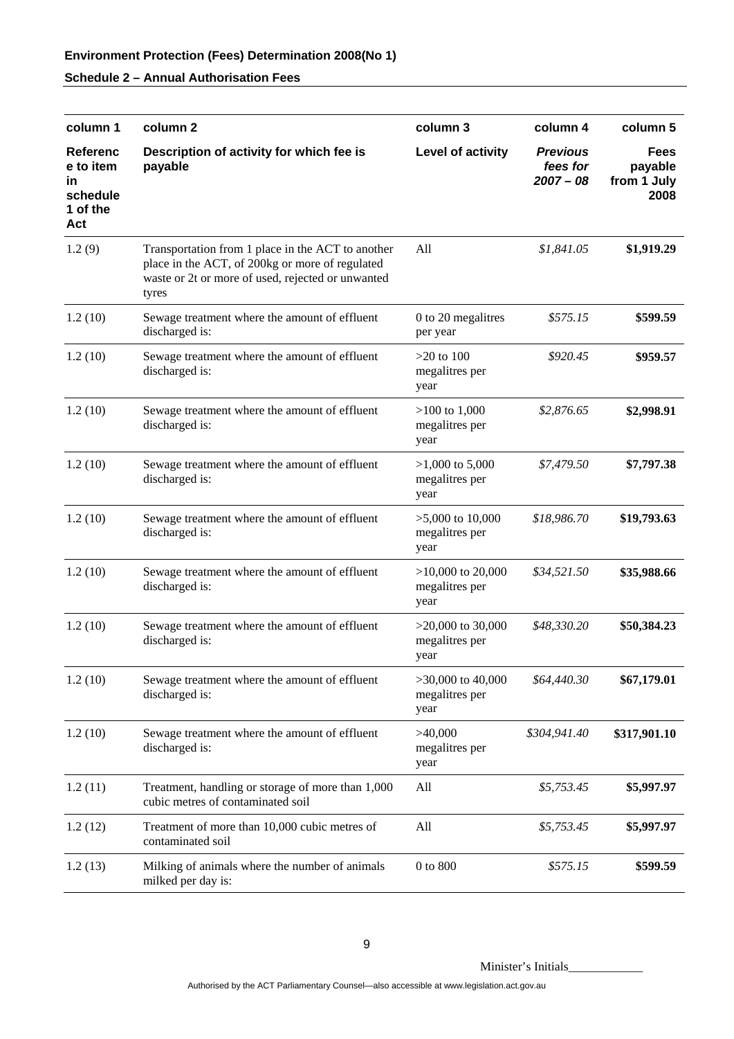**Environment Protection (Fees) Determination 2008(No 1)**

**Schedule 2 – Annual Authorisation Fees**

| column 1 | column 2 | column 3 | column 4 | column 5 |
|---|---|---|---|---|
| **Reference to item in schedule 1 of the Act** | **Description of activity for which fee is payable** | **Level of activity** | ***Previous fees for 2007 – 08*** | **Fees payable from 1 July 2008** |
| 1.2 (9) | Transportation from 1 place in the ACT to another place in the ACT, of 200kg or more of regulated waste or 2t or more of used, rejected or unwanted tyres | All | *$1,841.05* | **$1,919.29** |
| 1.2 (10) | Sewage treatment where the amount of effluent discharged is: | 0 to 20 megalitres per year | *$575.15* | **$599.59** |
| 1.2 (10) | Sewage treatment where the amount of effluent discharged is: | >20 to 100 megalitres per year | *$920.45* | **$959.57** |
| 1.2 (10) | Sewage treatment where the amount of effluent discharged is: | >100 to 1,000 megalitres per year | *$2,876.65* | **$2,998.91** |
| 1.2 (10) | Sewage treatment where the amount of effluent discharged is: | >1,000 to 5,000 megalitres per year | *$7,479.50* | **$7,797.38** |
| 1.2 (10) | Sewage treatment where the amount of effluent discharged is: | >5,000 to 10,000 megalitres per year | *$18,986.70* | **$19,793.63** |
| 1.2 (10) | Sewage treatment where the amount of effluent discharged is: | >10,000 to 20,000 megalitres per year | *$34,521.50* | **$35,988.66** |
| 1.2 (10) | Sewage treatment where the amount of effluent discharged is: | >20,000 to 30,000 megalitres per year | *$48,330.20* | **$50,384.23** |
| 1.2 (10) | Sewage treatment where the amount of effluent discharged is: | >30,000 to 40,000 megalitres per year | *$64,440.30* | **$67,179.01** |
| 1.2 (10) | Sewage treatment where the amount of effluent discharged is: | >40,000 megalitres per year | *$304,941.40* | **$317,901.10** |
| 1.2 (11) | Treatment, handling or storage of more than 1,000 cubic metres of contaminated soil | All | *$5,753.45* | **$5,997.97** |
| 1.2 (12) | Treatment of more than 10,000 cubic metres of contaminated soil | All | *$5,753.45* | **$5,997.97** |
| 1.2 (13) | Milking of animals where the number of animals milked per day is: | 0 to 800 | *$575.15* | **$599.59** |

Minister's Initials____________

Authorised by the ACT Parliamentary Counsel—also accessible at www.legislation.act.gov.au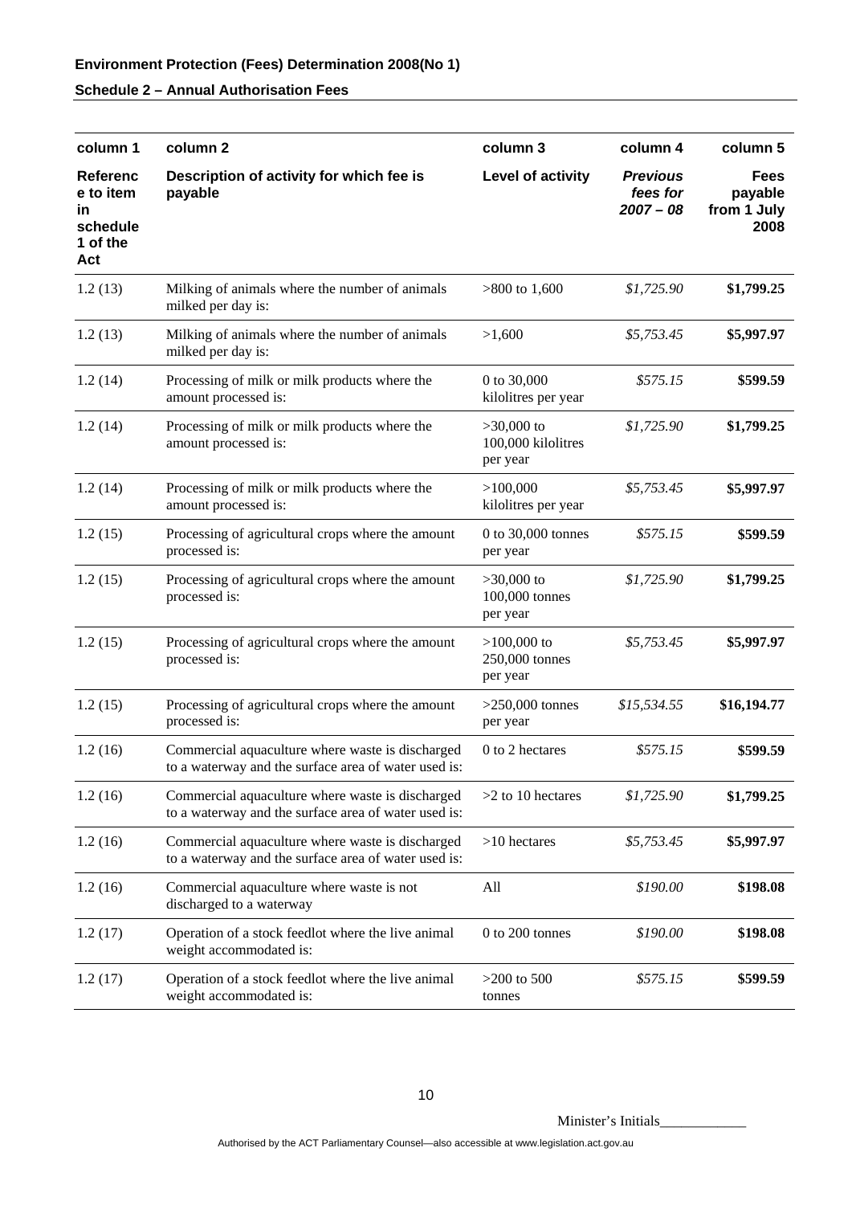**Environment Protection (Fees) Determination 2008(No 1)**

**Schedule 2 – Annual Authorisation Fees**

| column 1 | column 2 | column 3 | column 4 | column 5 |
|---|---|---|---|---|
| **Reference to item in schedule 1 of the Act** | **Description of activity for which fee is payable** | **Level of activity** | ***Previous fees for 2007 – 08*** | **Fees payable from 1 July 2008** |
| 1.2 (13) | Milking of animals where the number of animals milked per day is: | >800 to 1,600 | *$1,725.90* | **$1,799.25** |
| 1.2 (13) | Milking of animals where the number of animals milked per day is: | >1,600 | *$5,753.45* | **$5,997.97** |
| 1.2 (14) | Processing of milk or milk products where the amount processed is: | 0 to 30,000 kilolitres per year | *$575.15* | **$599.59** |
| 1.2 (14) | Processing of milk or milk products where the amount processed is: | >30,000 to 100,000 kilolitres per year | *$1,725.90* | **$1,799.25** |
| 1.2 (14) | Processing of milk or milk products where the amount processed is: | >100,000 kilolitres per year | *$5,753.45* | **$5,997.97** |
| 1.2 (15) | Processing of agricultural crops where the amount processed is: | 0 to 30,000 tonnes per year | *$575.15* | **$599.59** |
| 1.2 (15) | Processing of agricultural crops where the amount processed is: | >30,000 to 100,000 tonnes per year | *$1,725.90* | **$1,799.25** |
| 1.2 (15) | Processing of agricultural crops where the amount processed is: | >100,000 to 250,000 tonnes per year | *$5,753.45* | **$5,997.97** |
| 1.2 (15) | Processing of agricultural crops where the amount processed is: | >250,000 tonnes per year | *$15,534.55* | **$16,194.77** |
| 1.2 (16) | Commercial aquaculture where waste is discharged to a waterway and the surface area of water used is: | 0 to 2 hectares | *$575.15* | **$599.59** |
| 1.2 (16) | Commercial aquaculture where waste is discharged to a waterway and the surface area of water used is: | >2 to 10 hectares | *$1,725.90* | **$1,799.25** |
| 1.2 (16) | Commercial aquaculture where waste is discharged to a waterway and the surface area of water used is: | >10 hectares | *$5,753.45* | **$5,997.97** |
| 1.2 (16) | Commercial aquaculture where waste is not discharged to a waterway | All | *$190.00* | **$198.08** |
| 1.2 (17) | Operation of a stock feedlot where the live animal weight accommodated is: | 0 to 200 tonnes | *$190.00* | **$198.08** |
| 1.2 (17) | Operation of a stock feedlot where the live animal weight accommodated is: | >200 to 500 tonnes | *$575.15* | **$599.59** |

Minister's Initials____________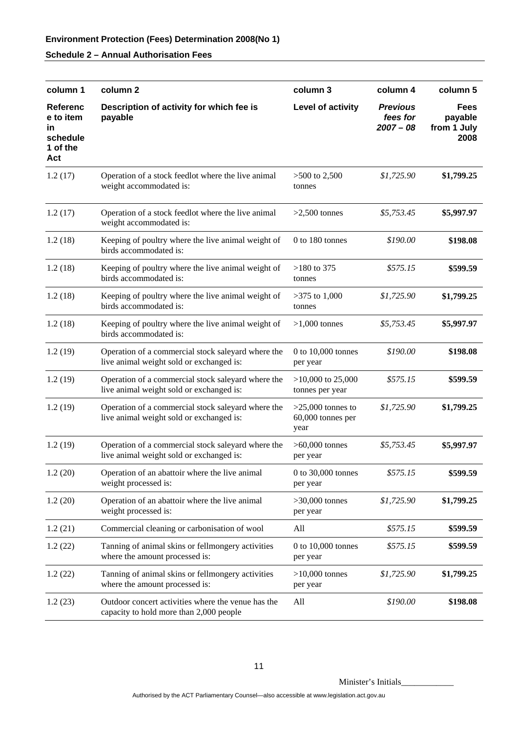**Environment Protection (Fees) Determination 2008(No 1)**

**Schedule 2 – Annual Authorisation Fees**

| column 1 | column 2 | column 3 | column 4 | column 5 |
|---|---|---|---|---|
| **Reference to item in schedule 1 of the Act** | **Description of activity for which fee is payable** | **Level of activity** | ***Previous fees for 2007 – 08*** | **Fees payable from 1 July 2008** |
| 1.2 (17) | Operation of a stock feedlot where the live animal weight accommodated is: | >500 to 2,500 tonnes | *$1,725.90* | **$1,799.25** |
| 1.2 (17) | Operation of a stock feedlot where the live animal weight accommodated is: | >2,500 tonnes | *$5,753.45* | **$5,997.97** |
| 1.2 (18) | Keeping of poultry where the live animal weight of birds accommodated is: | 0 to 180 tonnes | *$190.00* | **$198.08** |
| 1.2 (18) | Keeping of poultry where the live animal weight of birds accommodated is: | >180 to 375 tonnes | *$575.15* | **$599.59** |
| 1.2 (18) | Keeping of poultry where the live animal weight of birds accommodated is: | >375 to 1,000 tonnes | *$1,725.90* | **$1,799.25** |
| 1.2 (18) | Keeping of poultry where the live animal weight of birds accommodated is: | >1,000 tonnes | *$5,753.45* | **$5,997.97** |
| 1.2 (19) | Operation of a commercial stock saleyard where the live animal weight sold or exchanged is: | 0 to 10,000 tonnes per year | *$190.00* | **$198.08** |
| 1.2 (19) | Operation of a commercial stock saleyard where the live animal weight sold or exchanged is: | >10,000 to 25,000 tonnes per year | *$575.15* | **$599.59** |
| 1.2 (19) | Operation of a commercial stock saleyard where the live animal weight sold or exchanged is: | >25,000 tonnes to 60,000 tonnes per year | *$1,725.90* | **$1,799.25** |
| 1.2 (19) | Operation of a commercial stock saleyard where the live animal weight sold or exchanged is: | >60,000 tonnes per year | *$5,753.45* | **$5,997.97** |
| 1.2 (20) | Operation of an abattoir where the live animal weight processed is: | 0 to 30,000 tonnes per year | *$575.15* | **$599.59** |
| 1.2 (20) | Operation of an abattoir where the live animal weight processed is: | >30,000 tonnes per year | *$1,725.90* | **$1,799.25** |
| 1.2 (21) | Commercial cleaning or carbonisation of wool | All | *$575.15* | **$599.59** |
| 1.2 (22) | Tanning of animal skins or fellmongery activities where the amount processed is: | 0 to 10,000 tonnes per year | *$575.15* | **$599.59** |
| 1.2 (22) | Tanning of animal skins or fellmongery activities where the amount processed is: | >10,000 tonnes per year | *$1,725.90* | **$1,799.25** |
| 1.2 (23) | Outdoor concert activities where the venue has the capacity to hold more than 2,000 people | All | *$190.00* | **$198.08** |

Minister's Initials____________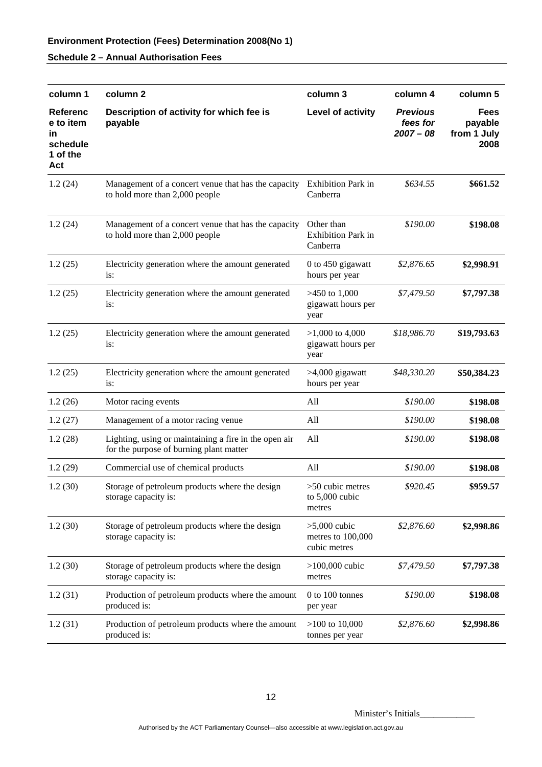**Environment Protection (Fees) Determination 2008(No 1)**

**Schedule 2 – Annual Authorisation Fees**

| column 1 | column 2 | column 3 | column 4 | column 5 |
|---|---|---|---|---|
| **Reference to item in schedule 1 of the Act** | **Description of activity for which fee is payable** | **Level of activity** | ***Previous fees for 2007 – 08*** | **Fees payable from 1 July 2008** |
| 1.2 (24) | Management of a concert venue that has the capacity to hold more than 2,000 people | Exhibition Park in Canberra | *$634.55* | **$661.52** |
| 1.2 (24) | Management of a concert venue that has the capacity to hold more than 2,000 people | Other than Exhibition Park in Canberra | *$190.00* | **$198.08** |
| 1.2 (25) | Electricity generation where the amount generated is: | 0 to 450 gigawatt hours per year | *$2,876.65* | **$2,998.91** |
| 1.2 (25) | Electricity generation where the amount generated is: | >450 to 1,000 gigawatt hours per year | *$7,479.50* | **$7,797.38** |
| 1.2 (25) | Electricity generation where the amount generated is: | >1,000 to 4,000 gigawatt hours per year | *$18,986.70* | **$19,793.63** |
| 1.2 (25) | Electricity generation where the amount generated is: | >4,000 gigawatt hours per year | *$48,330.20* | **$50,384.23** |
| 1.2 (26) | Motor racing events | All | *$190.00* | **$198.08** |
| 1.2 (27) | Management of a motor racing venue | All | *$190.00* | **$198.08** |
| 1.2 (28) | Lighting, using or maintaining a fire in the open air for the purpose of burning plant matter | All | *$190.00* | **$198.08** |
| 1.2 (29) | Commercial use of chemical products | All | *$190.00* | **$198.08** |
| 1.2 (30) | Storage of petroleum products where the design storage capacity is: | >50 cubic metres to 5,000 cubic metres | *$920.45* | **$959.57** |
| 1.2 (30) | Storage of petroleum products where the design storage capacity is: | >5,000 cubic metres to 100,000 cubic metres | *$2,876.60* | **$2,998.86** |
| 1.2 (30) | Storage of petroleum products where the design storage capacity is: | >100,000 cubic metres | *$7,479.50* | **$7,797.38** |
| 1.2 (31) | Production of petroleum products where the amount produced is: | 0 to 100 tonnes per year | *$190.00* | **$198.08** |
| 1.2 (31) | Production of petroleum products where the amount produced is: | >100 to 10,000 tonnes per year | *$2,876.60* | **$2,998.86** |

Minister's Initials____________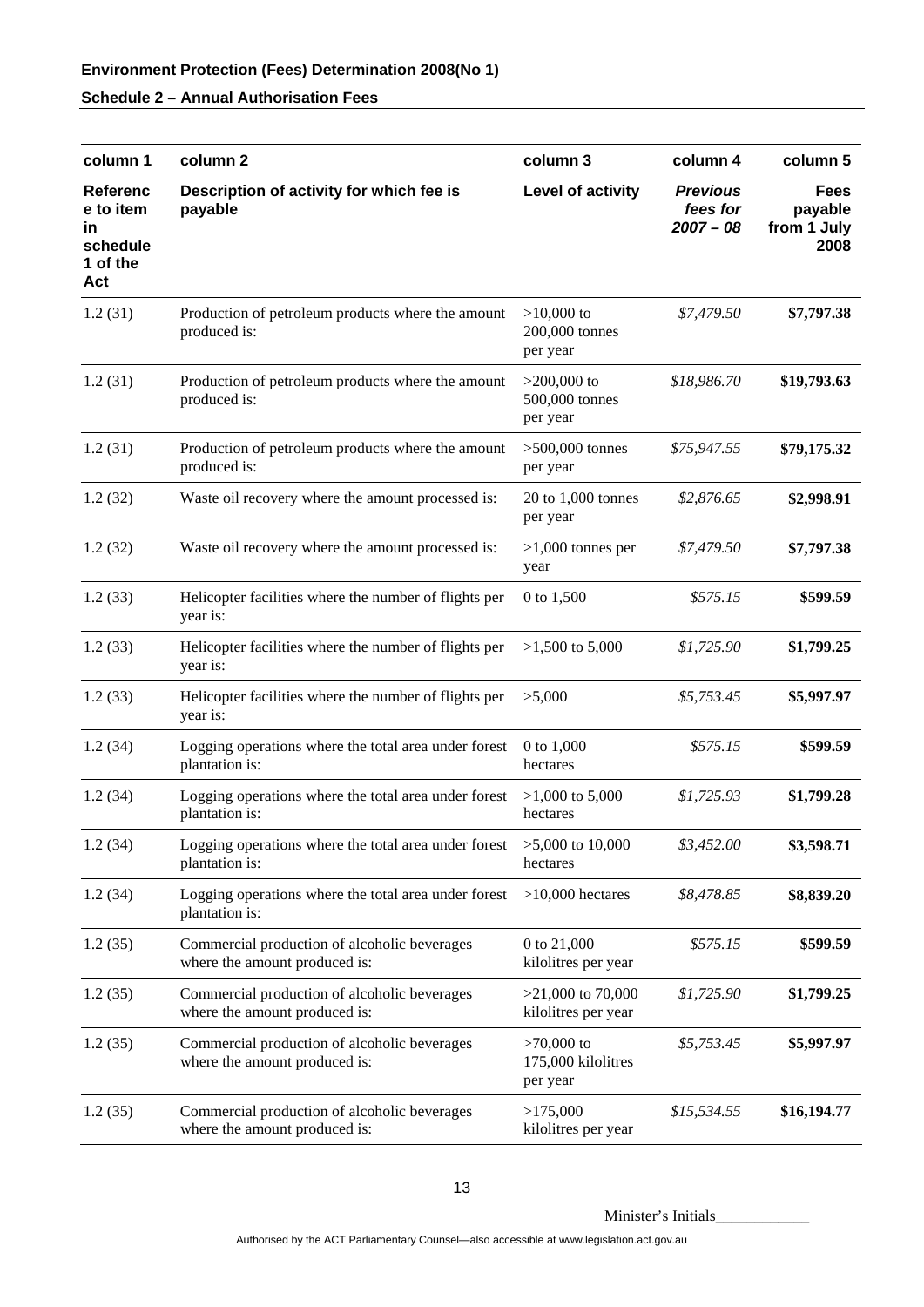**Environment Protection (Fees) Determination 2008(No 1)**

**Schedule 2 – Annual Authorisation Fees**

| column 1 | column 2 | column 3 | column 4 | column 5 |
|---|---|---|---|---|
| **Reference to item in schedule 1 of the Act** | **Description of activity for which fee is payable** | **Level of activity** | ***Previous fees for 2007 – 08*** | **Fees payable from 1 July 2008** |
| 1.2 (31) | Production of petroleum products where the amount produced is: | >10,000 to 200,000 tonnes per year | *$7,479.50* | **$7,797.38** |
| 1.2 (31) | Production of petroleum products where the amount produced is: | >200,000 to 500,000 tonnes per year | *$18,986.70* | **$19,793.63** |
| 1.2 (31) | Production of petroleum products where the amount produced is: | >500,000 tonnes per year | *$75,947.55* | **$79,175.32** |
| 1.2 (32) | Waste oil recovery where the amount processed is: | 20 to 1,000 tonnes per year | *$2,876.65* | **$2,998.91** |
| 1.2 (32) | Waste oil recovery where the amount processed is: | >1,000 tonnes per year | *$7,479.50* | **$7,797.38** |
| 1.2 (33) | Helicopter facilities where the number of flights per year is: | 0 to 1,500 | *$575.15* | **$599.59** |
| 1.2 (33) | Helicopter facilities where the number of flights per year is: | >1,500 to 5,000 | *$1,725.90* | **$1,799.25** |
| 1.2 (33) | Helicopter facilities where the number of flights per year is: | >5,000 | *$5,753.45* | **$5,997.97** |
| 1.2 (34) | Logging operations where the total area under forest plantation is: | 0 to 1,000 hectares | *$575.15* | **$599.59** |
| 1.2 (34) | Logging operations where the total area under forest plantation is: | >1,000 to 5,000 hectares | *$1,725.93* | **$1,799.28** |
| 1.2 (34) | Logging operations where the total area under forest plantation is: | >5,000 to 10,000 hectares | *$3,452.00* | **$3,598.71** |
| 1.2 (34) | Logging operations where the total area under forest plantation is: | >10,000 hectares | *$8,478.85* | **$8,839.20** |
| 1.2 (35) | Commercial production of alcoholic beverages where the amount produced is: | 0 to 21,000 kilolitres per year | *$575.15* | **$599.59** |
| 1.2 (35) | Commercial production of alcoholic beverages where the amount produced is: | >21,000 to 70,000 kilolitres per year | *$1,725.90* | **$1,799.25** |
| 1.2 (35) | Commercial production of alcoholic beverages where the amount produced is: | >70,000 to 175,000 kilolitres per year | *$5,753.45* | **$5,997.97** |
| 1.2 (35) | Commercial production of alcoholic beverages where the amount produced is: | >175,000 kilolitres per year | *$15,534.55* | **$16,194.77** |

Minister's Initials\_\_\_\_\_\_\_\_\_\_\_\_

Authorised by the ACT Parliamentary Counsel—also accessible at www.legislation.act.gov.au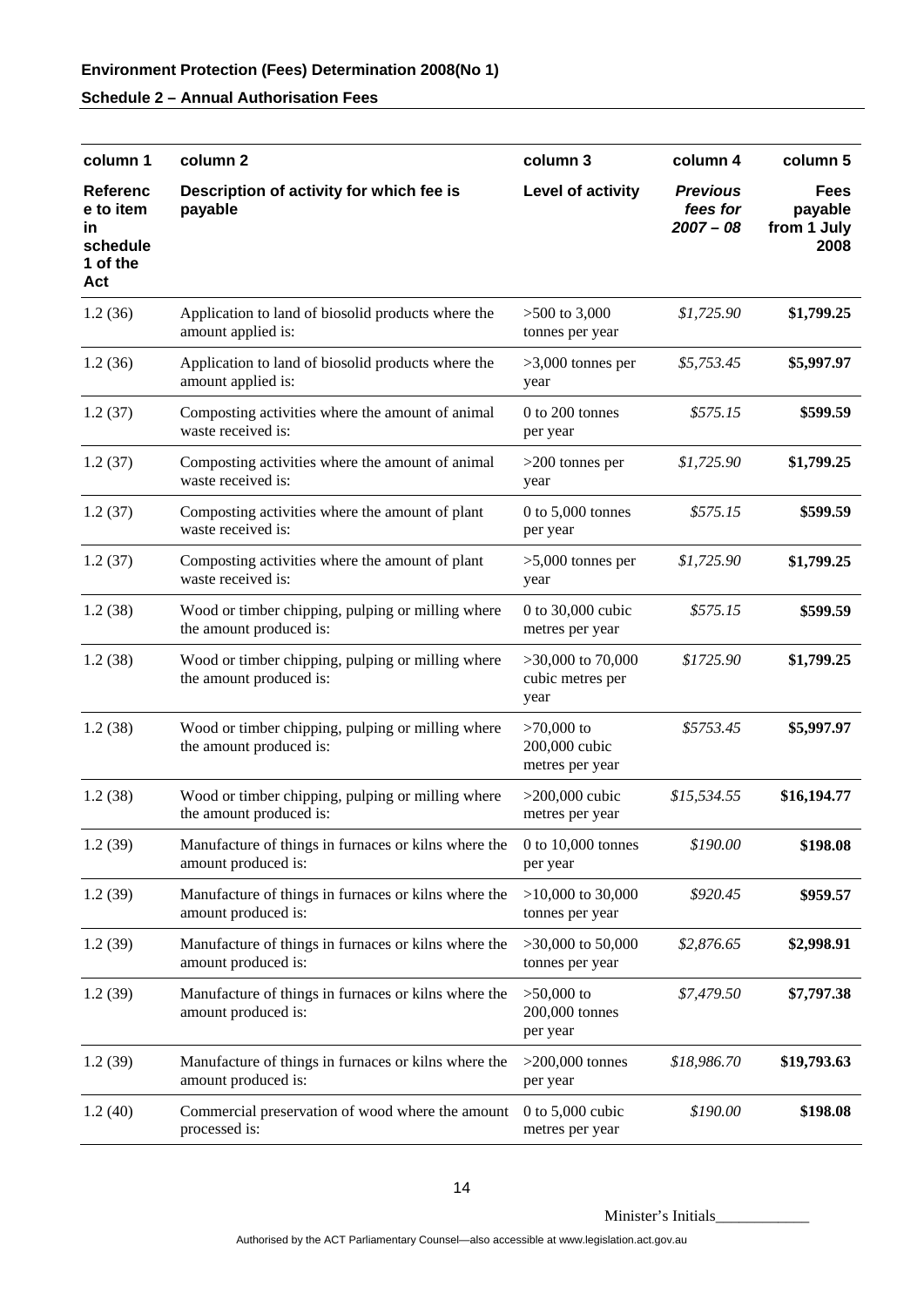**Environment Protection (Fees) Determination 2008(No 1)**

**Schedule 2 – Annual Authorisation Fees**

| column 1 | column 2 | column 3 | column 4 | column 5 |
|---|---|---|---|---|
| **Reference to item in schedule 1 of the Act** | **Description of activity for which fee is payable** | **Level of activity** | ***Previous fees for 2007 – 08*** | **Fees payable from 1 July 2008** |
| 1.2 (36) | Application to land of biosolid products where the amount applied is: | >500 to 3,000 tonnes per year | *$1,725.90* | **$1,799.25** |
| 1.2 (36) | Application to land of biosolid products where the amount applied is: | >3,000 tonnes per year | *$5,753.45* | **$5,997.97** |
| 1.2 (37) | Composting activities where the amount of animal waste received is: | 0 to 200 tonnes per year | *$575.15* | **$599.59** |
| 1.2 (37) | Composting activities where the amount of animal waste received is: | >200 tonnes per year | *$1,725.90* | **$1,799.25** |
| 1.2 (37) | Composting activities where the amount of plant waste received is: | 0 to 5,000 tonnes per year | *$575.15* | **$599.59** |
| 1.2 (37) | Composting activities where the amount of plant waste received is: | >5,000 tonnes per year | *$1,725.90* | **$1,799.25** |
| 1.2 (38) | Wood or timber chipping, pulping or milling where the amount produced is: | 0 to 30,000 cubic metres per year | *$575.15* | **$599.59** |
| 1.2 (38) | Wood or timber chipping, pulping or milling where the amount produced is: | >30,000 to 70,000 cubic metres per year | *$1725.90* | **$1,799.25** |
| 1.2 (38) | Wood or timber chipping, pulping or milling where the amount produced is: | >70,000 to 200,000 cubic metres per year | *$5753.45* | **$5,997.97** |
| 1.2 (38) | Wood or timber chipping, pulping or milling where the amount produced is: | >200,000 cubic metres per year | *$15,534.55* | **$16,194.77** |
| 1.2 (39) | Manufacture of things in furnaces or kilns where the amount produced is: | 0 to 10,000 tonnes per year | *$190.00* | **$198.08** |
| 1.2 (39) | Manufacture of things in furnaces or kilns where the amount produced is: | >10,000 to 30,000 tonnes per year | *$920.45* | **$959.57** |
| 1.2 (39) | Manufacture of things in furnaces or kilns where the amount produced is: | >30,000 to 50,000 tonnes per year | *$2,876.65* | **$2,998.91** |
| 1.2 (39) | Manufacture of things in furnaces or kilns where the amount produced is: | >50,000 to 200,000 tonnes per year | *$7,479.50* | **$7,797.38** |
| 1.2 (39) | Manufacture of things in furnaces or kilns where the amount produced is: | >200,000 tonnes per year | *$18,986.70* | **$19,793.63** |
| 1.2 (40) | Commercial preservation of wood where the amount processed is: | 0 to 5,000 cubic metres per year | *$190.00* | **$198.08** |

Minister's Initials____________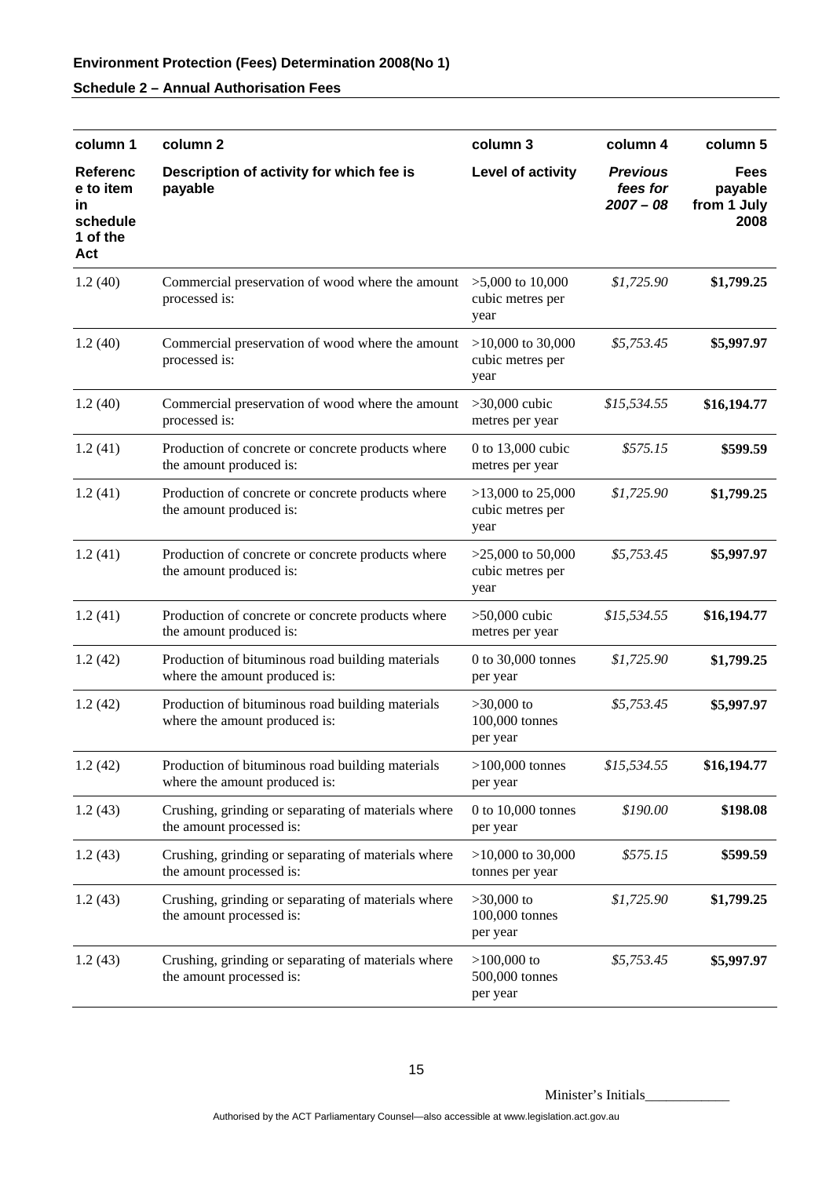**Environment Protection (Fees) Determination 2008(No 1)**

**Schedule 2 – Annual Authorisation Fees**

| column 1 | column 2 | column 3 | column 4 | column 5 |
|---|---|---|---|---|
| **Reference to item in schedule 1 of the Act** | **Description of activity for which fee is payable** | **Level of activity** | ***Previous fees for 2007 – 08*** | **Fees payable from 1 July 2008** |
| 1.2 (40) | Commercial preservation of wood where the amount processed is: | >5,000 to 10,000 cubic metres per year | *$1,725.90* | **$1,799.25** |
| 1.2 (40) | Commercial preservation of wood where the amount processed is: | >10,000 to 30,000 cubic metres per year | *$5,753.45* | **$5,997.97** |
| 1.2 (40) | Commercial preservation of wood where the amount processed is: | >30,000 cubic metres per year | *$15,534.55* | **$16,194.77** |
| 1.2 (41) | Production of concrete or concrete products where the amount produced is: | 0 to 13,000 cubic metres per year | *$575.15* | **$599.59** |
| 1.2 (41) | Production of concrete or concrete products where the amount produced is: | >13,000 to 25,000 cubic metres per year | *$1,725.90* | **$1,799.25** |
| 1.2 (41) | Production of concrete or concrete products where the amount produced is: | >25,000 to 50,000 cubic metres per year | *$5,753.45* | **$5,997.97** |
| 1.2 (41) | Production of concrete or concrete products where the amount produced is: | >50,000 cubic metres per year | *$15,534.55* | **$16,194.77** |
| 1.2 (42) | Production of bituminous road building materials where the amount produced is: | 0 to 30,000 tonnes per year | *$1,725.90* | **$1,799.25** |
| 1.2 (42) | Production of bituminous road building materials where the amount produced is: | >30,000 to 100,000 tonnes per year | *$5,753.45* | **$5,997.97** |
| 1.2 (42) | Production of bituminous road building materials where the amount produced is: | >100,000 tonnes per year | *$15,534.55* | **$16,194.77** |
| 1.2 (43) | Crushing, grinding or separating of materials where the amount processed is: | 0 to 10,000 tonnes per year | *$190.00* | **$198.08** |
| 1.2 (43) | Crushing, grinding or separating of materials where the amount processed is: | >10,000 to 30,000 tonnes per year | *$575.15* | **$599.59** |
| 1.2 (43) | Crushing, grinding or separating of materials where the amount processed is: | >30,000 to 100,000 tonnes per year | *$1,725.90* | **$1,799.25** |
| 1.2 (43) | Crushing, grinding or separating of materials where the amount processed is: | >100,000 to 500,000 tonnes per year | *$5,753.45* | **$5,997.97** |

Minister's Initials____________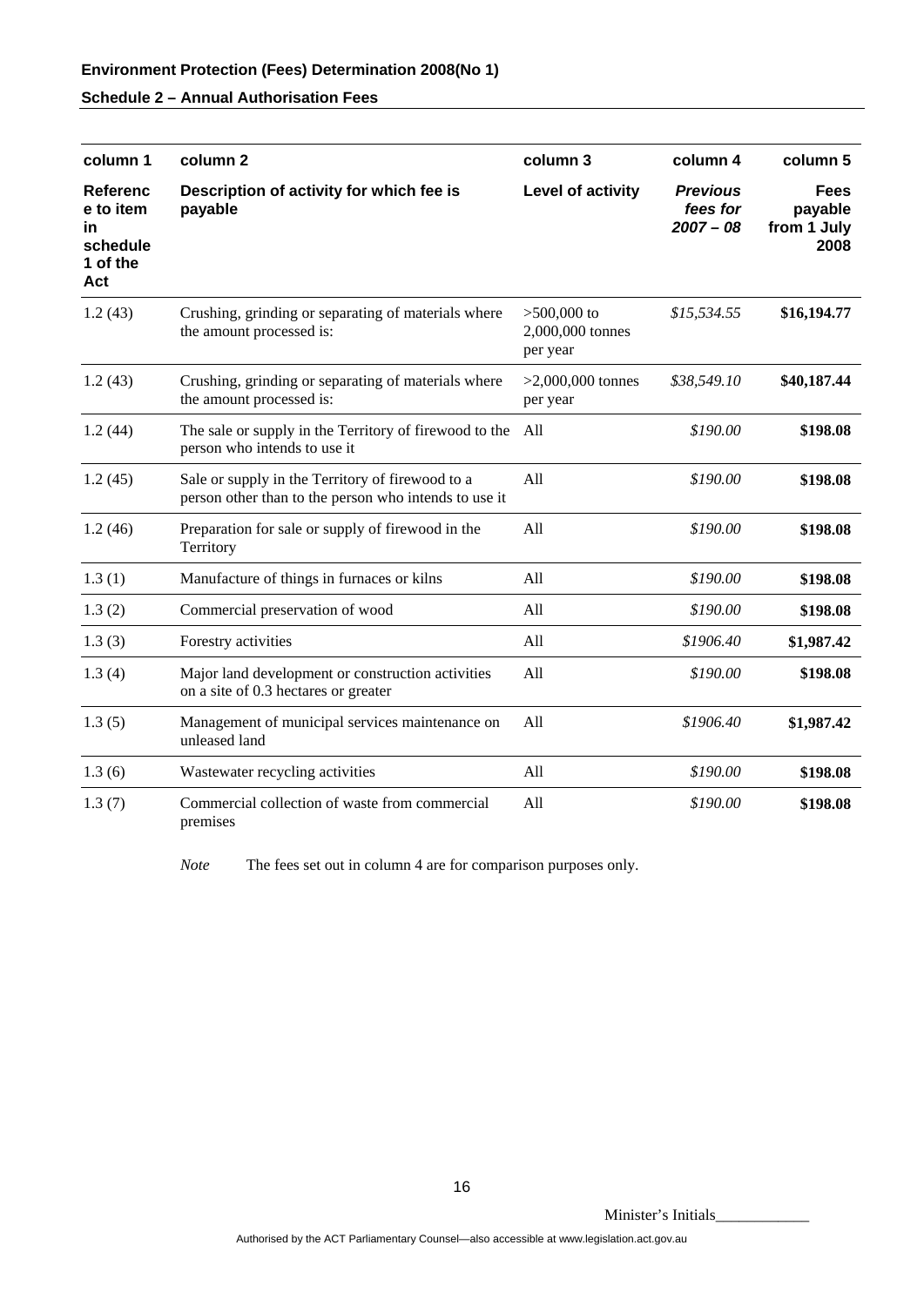**Environment Protection (Fees) Determination 2008(No 1)**

**Schedule 2 – Annual Authorisation Fees**

| column 1 | column 2 | column 3 | column 4 | column 5 |
|---|---|---|---|---|
| **Reference to item in schedule 1 of the Act** | **Description of activity for which fee is payable** | **Level of activity** | ***Previous fees for 2007 – 08*** | **Fees payable from 1 July 2008** |
| 1.2 (43) | Crushing, grinding or separating of materials where the amount processed is: | >500,000 to 2,000,000 tonnes per year | *$15,534.55* | **$16,194.77** |
| 1.2 (43) | Crushing, grinding or separating of materials where the amount processed is: | >2,000,000 tonnes per year | *$38,549.10* | **$40,187.44** |
| 1.2 (44) | The sale or supply in the Territory of firewood to the person who intends to use it | All | *$190.00* | **$198.08** |
| 1.2 (45) | Sale or supply in the Territory of firewood to a person other than to the person who intends to use it | All | *$190.00* | **$198.08** |
| 1.2 (46) | Preparation for sale or supply of firewood in the Territory | All | *$190.00* | **$198.08** |
| 1.3 (1) | Manufacture of things in furnaces or kilns | All | *$190.00* | **$198.08** |
| 1.3 (2) | Commercial preservation of wood | All | *$190.00* | **$198.08** |
| 1.3 (3) | Forestry activities | All | *$1906.40* | **$1,987.42** |
| 1.3 (4) | Major land development or construction activities on a site of 0.3 hectares or greater | All | *$190.00* | **$198.08** |
| 1.3 (5) | Management of municipal services maintenance on unleased land | All | *$1906.40* | **$1,987.42** |
| 1.3 (6) | Wastewater recycling activities | All | *$190.00* | **$198.08** |
| 1.3 (7) | Commercial collection of waste from commercial premises | All | *$190.00* | **$198.08** |

*Note* The fees set out in column 4 are for comparison purposes only.

Minister's Initials____________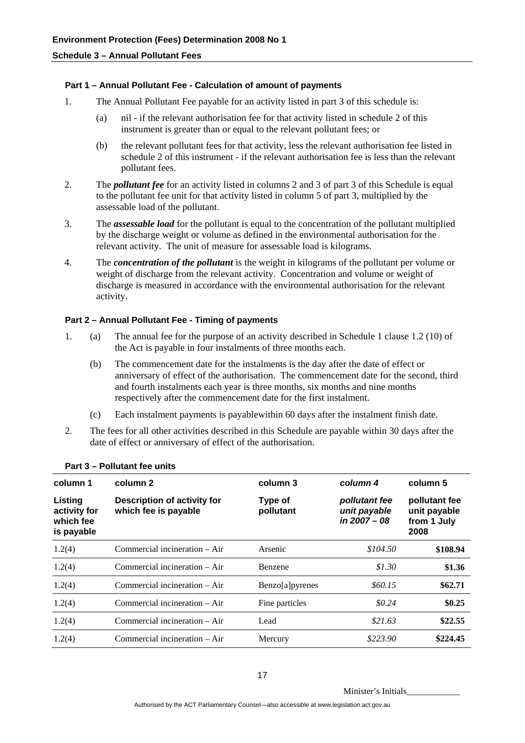## Schedule 3 – Annual Pollutant Fees

### Part 1 – Annual Pollutant Fee - Calculation of amount of payments

1. The Annual Pollutant Fee payable for an activity listed in part 3 of this schedule is:

   (a) nil - if the relevant authorisation fee for that activity listed in schedule 2 of this instrument is greater than or equal to the relevant pollutant fees; or

   (b) the relevant pollutant fees for that activity, less the relevant authorisation fee listed in schedule 2 of this instrument - if the relevant authorisation fee is less than the relevant pollutant fees.

2. The ***pollutant fee*** for an activity listed in columns 2 and 3 of part 3 of this Schedule is equal to the pollutant fee unit for that activity listed in column 5 of part 3, multiplied by the assessable load of the pollutant.

3. The ***assessable load*** for the pollutant is equal to the concentration of the pollutant multiplied by the discharge weight or volume as defined in the environmental authorisation for the relevant activity. The unit of measure for assessable load is kilograms.

4. The ***concentration of the pollutant*** is the weight in kilograms of the pollutant per volume or weight of discharge from the relevant activity. Concentration and volume or weight of discharge is measured in accordance with the environmental authorisation for the relevant activity.

### Part 2 – Annual Pollutant Fee - Timing of payments

1. (a) The annual fee for the purpose of an activity described in Schedule 1 clause 1.2 (10) of the Act is payable in four instalments of three months each.

   (b) The commencement date for the instalments is the day after the date of effect or anniversary of effect of the authorisation. The commencement date for the second, third and fourth instalments each year is three months, six months and nine months respectively after the commencement date for the first instalment.

   (c) Each instalment payments is payablewithin 60 days after the instalment finish date.

2. The fees for all other activities described in this Schedule are payable within 30 days after the date of effect or anniversary of effect of the authorisation.

### Part 3 – Pollutant fee units

| column 1 | column 2 | column 3 | *column 4* | column 5 |
|---|---|---|---|---|
| **Listing activity for which fee is payable** | **Description of activity for which fee is payable** | **Type of pollutant** | ***pollutant fee unit payable in 2007 – 08*** | **pollutant fee unit payable from 1 July 2008** |
| 1.2(4) | Commercial incineration – Air | Arsenic | *$104.50* | **$108.94** |
| 1.2(4) | Commercial incineration – Air | Benzene | *$1.30* | **$1.36** |
| 1.2(4) | Commercial incineration – Air | Benzo[a]pyrenes | *$60.15* | **$62.71** |
| 1.2(4) | Commercial incineration – Air | Fine particles | *$0.24* | **$0.25** |
| 1.2(4) | Commercial incineration – Air | Lead | *$21.63* | **$22.55** |
| 1.2(4) | Commercial incineration – Air | Mercury | *$223.90* | **$224.45** |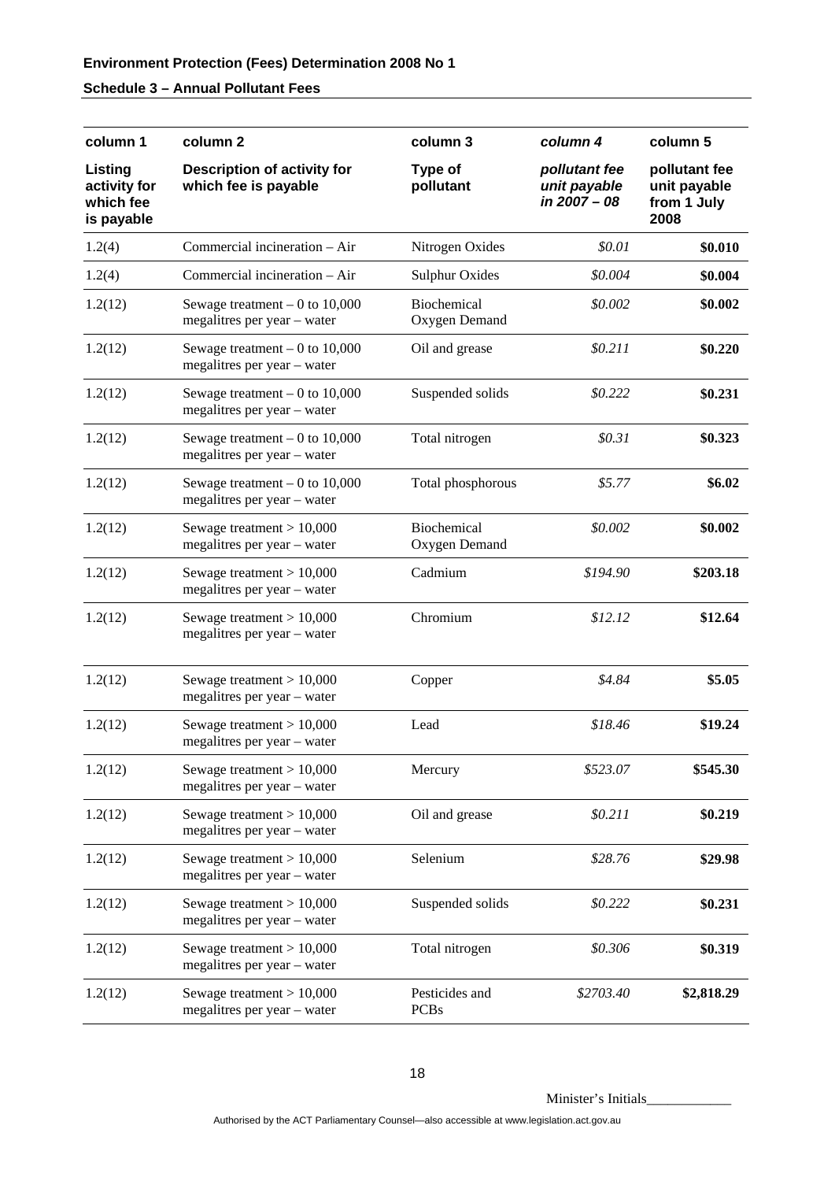**Environment Protection (Fees) Determination 2008 No 1**

**Schedule 3 – Annual Pollutant Fees**

| column 1 | column 2 | column 3 | *column 4* | column 5 |
|---|---|---|---|---|
| **Listing activity for which fee is payable** | **Description of activity for which fee is payable** | **Type of pollutant** | ***pollutant fee unit payable in 2007 – 08*** | **pollutant fee unit payable from 1 July 2008** |
| 1.2(4) | Commercial incineration – Air | Nitrogen Oxides | *$0.01* | **$0.010** |
| 1.2(4) | Commercial incineration – Air | Sulphur Oxides | *$0.004* | **$0.004** |
| 1.2(12) | Sewage treatment – 0 to 10,000 megalitres per year – water | Biochemical Oxygen Demand | *$0.002* | **$0.002** |
| 1.2(12) | Sewage treatment – 0 to 10,000 megalitres per year – water | Oil and grease | *$0.211* | **$0.220** |
| 1.2(12) | Sewage treatment – 0 to 10,000 megalitres per year – water | Suspended solids | *$0.222* | **$0.231** |
| 1.2(12) | Sewage treatment – 0 to 10,000 megalitres per year – water | Total nitrogen | *$0.31* | **$0.323** |
| 1.2(12) | Sewage treatment – 0 to 10,000 megalitres per year – water | Total phosphorous | *$5.77* | **$6.02** |
| 1.2(12) | Sewage treatment > 10,000 megalitres per year – water | Biochemical Oxygen Demand | *$0.002* | **$0.002** |
| 1.2(12) | Sewage treatment > 10,000 megalitres per year – water | Cadmium | *$194.90* | **$203.18** |
| 1.2(12) | Sewage treatment > 10,000 megalitres per year – water | Chromium | *$12.12* | **$12.64** |
| 1.2(12) | Sewage treatment > 10,000 megalitres per year – water | Copper | *$4.84* | **$5.05** |
| 1.2(12) | Sewage treatment > 10,000 megalitres per year – water | Lead | *$18.46* | **$19.24** |
| 1.2(12) | Sewage treatment > 10,000 megalitres per year – water | Mercury | *$523.07* | **$545.30** |
| 1.2(12) | Sewage treatment > 10,000 megalitres per year – water | Oil and grease | *$0.211* | **$0.219** |
| 1.2(12) | Sewage treatment > 10,000 megalitres per year – water | Selenium | *$28.76* | **$29.98** |
| 1.2(12) | Sewage treatment > 10,000 megalitres per year – water | Suspended solids | *$0.222* | **$0.231** |
| 1.2(12) | Sewage treatment > 10,000 megalitres per year – water | Total nitrogen | *$0.306* | **$0.319** |
| 1.2(12) | Sewage treatment > 10,000 megalitres per year – water | Pesticides and PCBs | *$2703.40* | **$2,818.29** |

Minister's Initials____________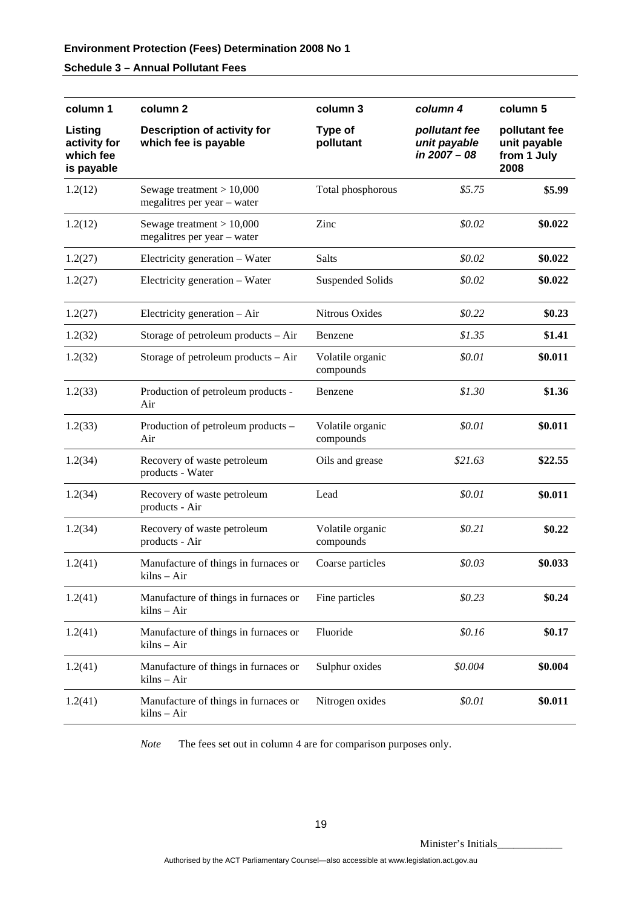**Environment Protection (Fees) Determination 2008 No 1**

**Schedule 3 – Annual Pollutant Fees**

| column 1<br>**Listing activity for which fee is payable** | column 2<br>**Description of activity for which fee is payable** | column 3<br>**Type of pollutant** | *column 4*<br>***pollutant fee unit payable in 2007 – 08*** | column 5<br>**pollutant fee unit payable from 1 July 2008** |
|---|---|---|---|---|
| 1.2(12) | Sewage treatment > 10,000 megalitres per year – water | Total phosphorous | *$5.75* | **$5.99** |
| 1.2(12) | Sewage treatment > 10,000 megalitres per year – water | Zinc | *$0.02* | **$0.022** |
| 1.2(27) | Electricity generation – Water | Salts | *$0.02* | **$0.022** |
| 1.2(27) | Electricity generation – Water | Suspended Solids | *$0.02* | **$0.022** |
| 1.2(27) | Electricity generation – Air | Nitrous Oxides | *$0.22* | **$0.23** |
| 1.2(32) | Storage of petroleum products – Air | Benzene | *$1.35* | **$1.41** |
| 1.2(32) | Storage of petroleum products – Air | Volatile organic compounds | *$0.01* | **$0.011** |
| 1.2(33) | Production of petroleum products - Air | Benzene | *$1.30* | **$1.36** |
| 1.2(33) | Production of petroleum products – Air | Volatile organic compounds | *$0.01* | **$0.011** |
| 1.2(34) | Recovery of waste petroleum products - Water | Oils and grease | *$21.63* | **$22.55** |
| 1.2(34) | Recovery of waste petroleum products - Air | Lead | *$0.01* | **$0.011** |
| 1.2(34) | Recovery of waste petroleum products - Air | Volatile organic compounds | *$0.21* | **$0.22** |
| 1.2(41) | Manufacture of things in furnaces or kilns – Air | Coarse particles | *$0.03* | **$0.033** |
| 1.2(41) | Manufacture of things in furnaces or kilns – Air | Fine particles | *$0.23* | **$0.24** |
| 1.2(41) | Manufacture of things in furnaces or kilns – Air | Fluoride | *$0.16* | **$0.17** |
| 1.2(41) | Manufacture of things in furnaces or kilns – Air | Sulphur oxides | *$0.004* | **$0.004** |
| 1.2(41) | Manufacture of things in furnaces or kilns – Air | Nitrogen oxides | *$0.01* | **$0.011** |

*Note* The fees set out in column 4 are for comparison purposes only.

Minister's Initials\_\_\_\_\_\_\_\_\_\_\_\_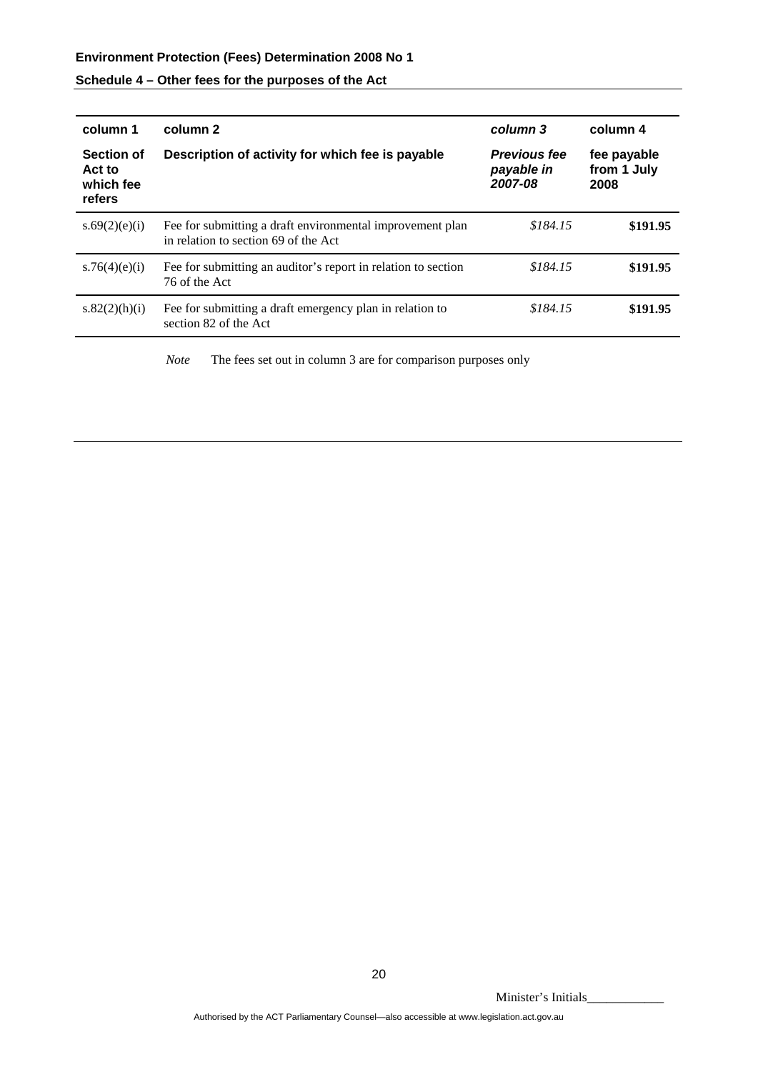# Schedule 4 – Other fees for the purposes of the Act

| column 1<br>**Section of Act to which fee refers** | column 2<br>**Description of activity for which fee is payable** | *column 3*<br>***Previous fee payable in 2007-08*** | column 4<br>**fee payable from 1 July 2008** |
|---|---|---|---|
| s.69(2)(e)(i) | Fee for submitting a draft environmental improvement plan in relation to section 69 of the Act | *$184.15* | **$191.95** |
| s.76(4)(e)(i) | Fee for submitting an auditor's report in relation to section 76 of the Act | *$184.15* | **$191.95** |
| s.82(2)(h)(i) | Fee for submitting a draft emergency plan in relation to section 82 of the Act | *$184.15* | **$191.95** |

*Note* The fees set out in column 3 are for comparison purposes only

Minister's Initials____________